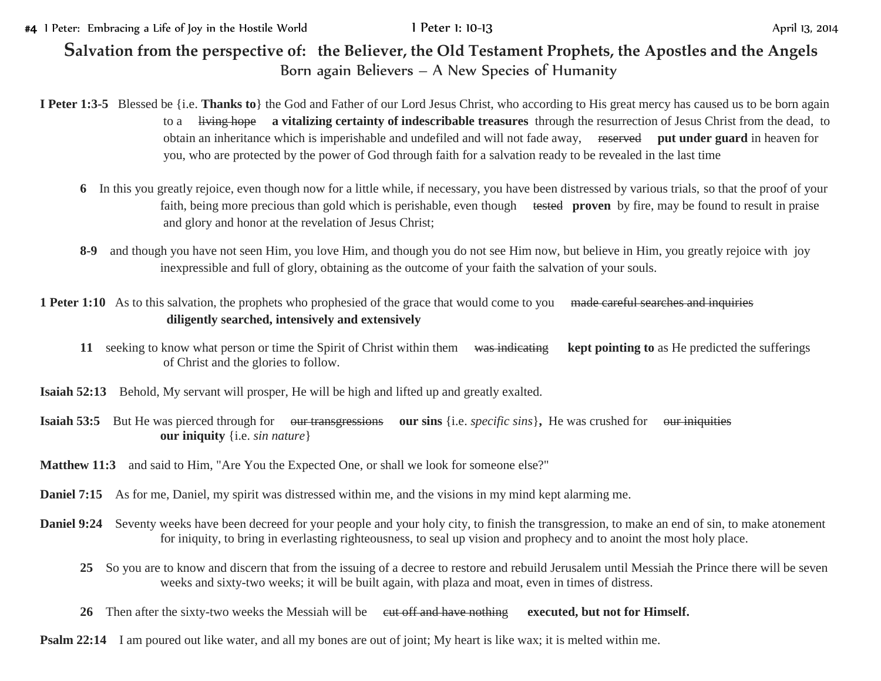**#4** I Peter: Embracing a Life of Joy in the Hostile World — 1 Peter 1: 10-13 — April 13, 2014

# Salvation from the perspective of: the Believer, the Old Testament Prophets, the Apostles and the Angels

## Born again Believers – A New Species of Humanity

**I Peter 1:3-5** Blessed be {i.e. **Thanks to**} the God and Father of our Lord Jesus Christ, who according to His great mercy has caused us to be born again to a ~~living hope~~ **a vitalizing certainty of indescribable treasures** through the resurrection of Jesus Christ from the dead, to obtain an inheritance which is imperishable and undefiled and will not fade away, ~~reserved~~ **put under guard** in heaven for you, who are protected by the power of God through faith for a salvation ready to be revealed in the last time

**6** In this you greatly rejoice, even though now for a little while, if necessary, you have been distressed by various trials, so that the proof of your faith, being more precious than gold which is perishable, even though ~~tested~~ **proven** by fire, may be found to result in praise and glory and honor at the revelation of Jesus Christ;

**8-9** and though you have not seen Him, you love Him, and though you do not see Him now, but believe in Him, you greatly rejoice with joy inexpressible and full of glory, obtaining as the outcome of your faith the salvation of your souls.

**1 Peter 1:10** As to this salvation, the prophets who prophesied of the grace that would come to you ~~made careful searches and inquiries~~ **diligently searched, intensively and extensively**

**11** seeking to know what person or time the Spirit of Christ within them ~~was indicating~~ **kept pointing to** as He predicted the sufferings of Christ and the glories to follow.

**Isaiah 52:13** Behold, My servant will prosper, He will be high and lifted up and greatly exalted.

**Isaiah 53:5** But He was pierced through for ~~our transgressions~~ **our sins** {i.e. *specific sins*}**,** He was crushed for ~~our iniquities~~ **our iniquity** {i.e. *sin nature*}

**Matthew 11:3** and said to Him, "Are You the Expected One, or shall we look for someone else?"

**Daniel 7:15** As for me, Daniel, my spirit was distressed within me, and the visions in my mind kept alarming me.

**Daniel 9:24** Seventy weeks have been decreed for your people and your holy city, to finish the transgression, to make an end of sin, to make atonement for iniquity, to bring in everlasting righteousness, to seal up vision and prophecy and to anoint the most holy place.

**25** So you are to know and discern that from the issuing of a decree to restore and rebuild Jerusalem until Messiah the Prince there will be seven weeks and sixty-two weeks; it will be built again, with plaza and moat, even in times of distress.

**26** Then after the sixty-two weeks the Messiah will be ~~cut off and have nothing~~ **executed, but not for Himself.**

**Psalm 22:14** I am poured out like water, and all my bones are out of joint; My heart is like wax; it is melted within me.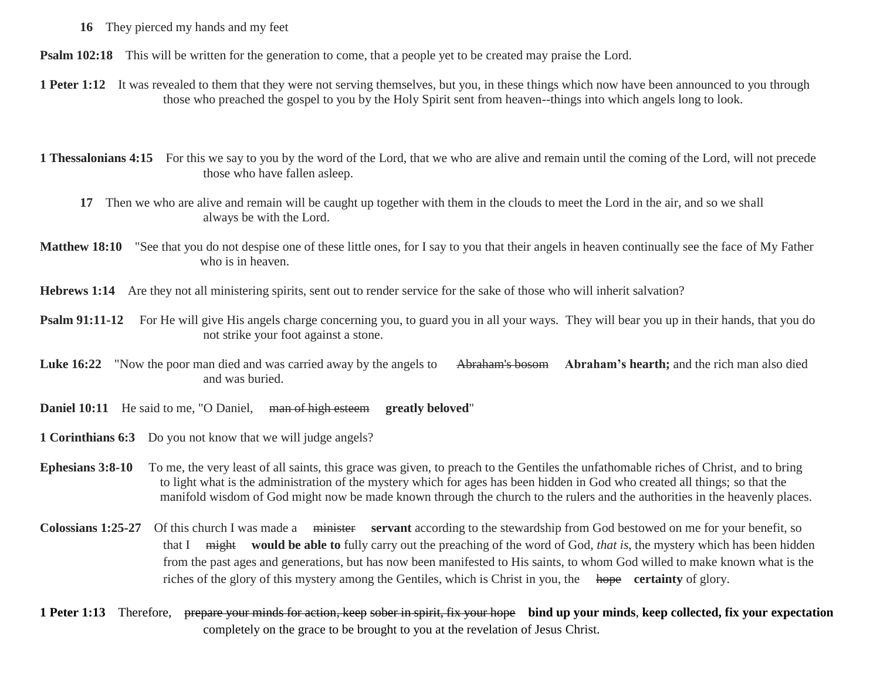**16** They pierced my hands and my feet

**Psalm 102:18** This will be written for the generation to come, that a people yet to be created may praise the Lord.

**1 Peter 1:12** It was revealed to them that they were not serving themselves, but you, in these things which now have been announced to you through those who preached the gospel to you by the Holy Spirit sent from heaven--things into which angels long to look.

**1 Thessalonians 4:15** For this we say to you by the word of the Lord, that we who are alive and remain until the coming of the Lord, will not precede those who have fallen asleep.

**17** Then we who are alive and remain will be caught up together with them in the clouds to meet the Lord in the air, and so we shall always be with the Lord.

**Matthew 18:10** "See that you do not despise one of these little ones, for I say to you that their angels in heaven continually see the face of My Father who is in heaven.

**Hebrews 1:14** Are they not all ministering spirits, sent out to render service for the sake of those who will inherit salvation?

**Psalm 91:11-12** For He will give His angels charge concerning you, to guard you in all your ways. They will bear you up in their hands, that you do not strike your foot against a stone.

**Luke 16:22** "Now the poor man died and was carried away by the angels to ~~Abraham's bosom~~ **Abraham's hearth;** and the rich man also died and was buried.

**Daniel 10:11** He said to me, "O Daniel, ~~man of high esteem~~ **greatly beloved**"

**1 Corinthians 6:3** Do you not know that we will judge angels?

**Ephesians 3:8-10** To me, the very least of all saints, this grace was given, to preach to the Gentiles the unfathomable riches of Christ, and to bring to light what is the administration of the mystery which for ages has been hidden in God who created all things; so that the manifold wisdom of God might now be made known through the church to the rulers and the authorities in the heavenly places.

**Colossians 1:25-27** Of this church I was made a ~~minister~~ **servant** according to the stewardship from God bestowed on me for your benefit, so that I ~~might~~ **would be able to** fully carry out the preaching of the word of God, *that is*, the mystery which has been hidden from the past ages and generations, but has now been manifested to His saints, to whom God willed to make known what is the riches of the glory of this mystery among the Gentiles, which is Christ in you, the ~~hope~~ **certainty** of glory.

**1 Peter 1:13** Therefore, ~~prepare your minds for action, keep sober in spirit, fix your hope~~ **bind up your minds**, **keep collected, fix your expectation** completely on the grace to be brought to you at the revelation of Jesus Christ.